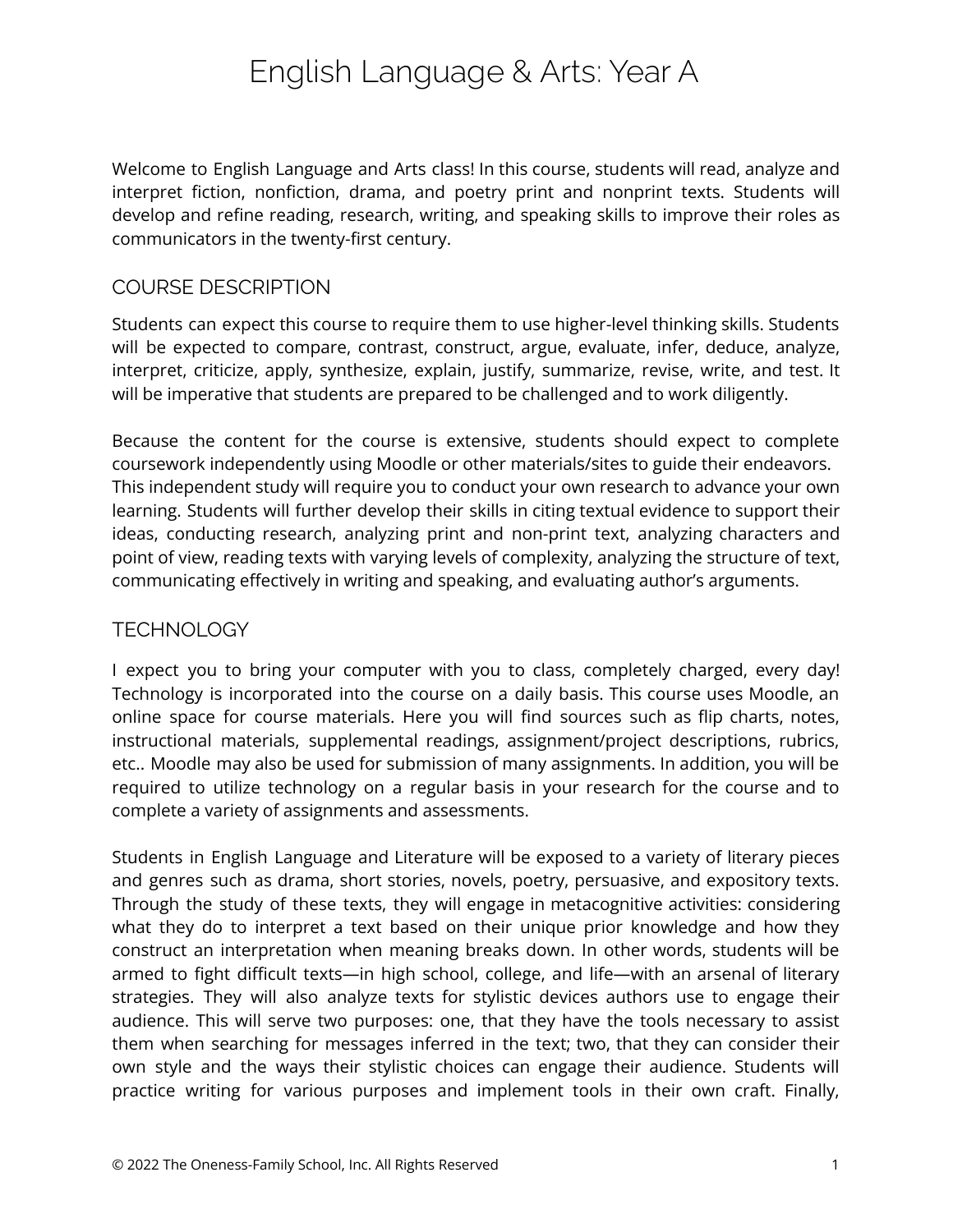# English Language & Arts: Year A

Welcome to English Language and Arts class! In this course, students will read, analyze and interpret fiction, nonfiction, drama, and poetry print and nonprint texts. Students will develop and refine reading, research, writing, and speaking skills to improve their roles as communicators in the twenty-first century.

## COURSE DESCRIPTION

Students can expect this course to require them to use higher-level thinking skills. Students will be expected to compare, contrast, construct, argue, evaluate, infer, deduce, analyze, interpret, criticize, apply, synthesize, explain, justify, summarize, revise, write, and test. It will be imperative that students are prepared to be challenged and to work diligently.

Because the content for the course is extensive, students should expect to complete coursework independently using Moodle or other materials/sites to guide their endeavors. This independent study will require you to conduct your own research to advance your own learning. Students will further develop their skills in citing textual evidence to support their ideas, conducting research, analyzing print and non-print text, analyzing characters and point of view, reading texts with varying levels of complexity, analyzing the structure of text, communicating effectively in writing and speaking, and evaluating author's arguments.

## TECHNOLOGY

I expect you to bring your computer with you to class, completely charged, every day! Technology is incorporated into the course on a daily basis. This course uses Moodle, an online space for course materials. Here you will find sources such as flip charts, notes, instructional materials, supplemental readings, assignment/project descriptions, rubrics, etc.. Moodle may also be used for submission of many assignments. In addition, you will be required to utilize technology on a regular basis in your research for the course and to complete a variety of assignments and assessments.

Students in English Language and Literature will be exposed to a variety of literary pieces and genres such as drama, short stories, novels, poetry, persuasive, and expository texts. Through the study of these texts, they will engage in metacognitive activities: considering what they do to interpret a text based on their unique prior knowledge and how they construct an interpretation when meaning breaks down. In other words, students will be armed to fight difficult texts—in high school, college, and life—with an arsenal of literary strategies. They will also analyze texts for stylistic devices authors use to engage their audience. This will serve two purposes: one, that they have the tools necessary to assist them when searching for messages inferred in the text; two, that they can consider their own style and the ways their stylistic choices can engage their audience. Students will practice writing for various purposes and implement tools in their own craft. Finally,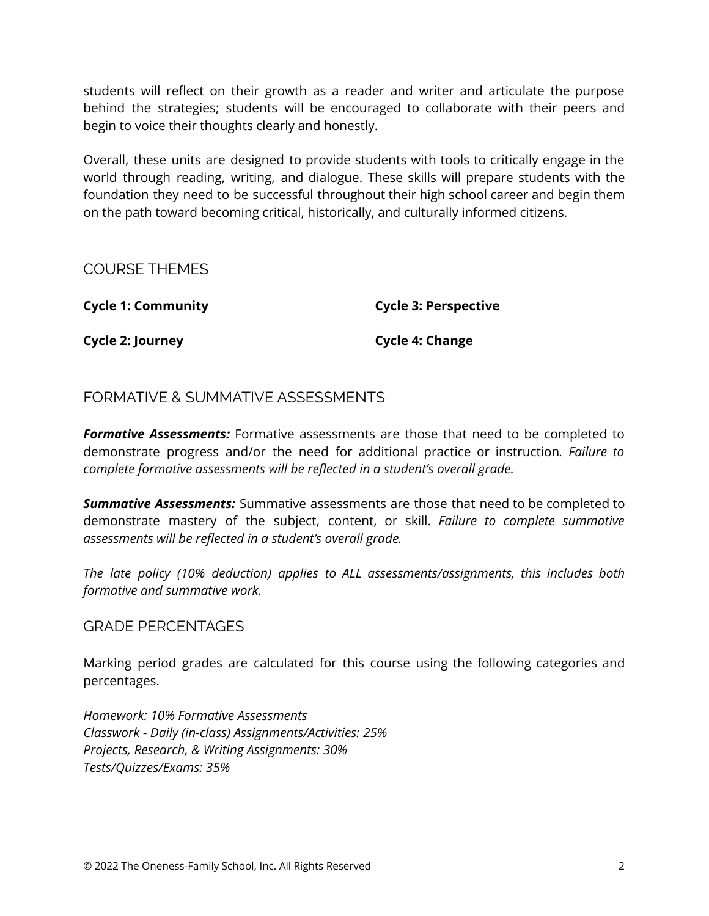students will reflect on their growth as a reader and writer and articulate the purpose behind the strategies; students will be encouraged to collaborate with their peers and begin to voice their thoughts clearly and honestly.

Overall, these units are designed to provide students with tools to critically engage in the world through reading, writing, and dialogue. These skills will prepare students with the foundation they need to be successful throughout their high school career and begin them on the path toward becoming critical, historically, and culturally informed citizens.

## COURSE THEMES

**Cycle 1: Community**

**Cycle 2: Journey**

**Cycle 3: Perspective**

**Cycle 4: Change**

## FORMATIVE & SUMMATIVE ASSESSMENTS

***Formative Assessments:*** Formative assessments are those that need to be completed to demonstrate progress and/or the need for additional practice or instruction. *Failure to complete formative assessments will be reflected in a student's overall grade.*

***Summative Assessments:*** Summative assessments are those that need to be completed to demonstrate mastery of the subject, content, or skill. *Failure to complete summative assessments will be reflected in a student's overall grade.*

*The late policy (10% deduction) applies to ALL assessments/assignments, this includes both formative and summative work.*

## GRADE PERCENTAGES

Marking period grades are calculated for this course using the following categories and percentages.

*Homework: 10% Formative Assessments*
*Classwork - Daily (in-class) Assignments/Activities: 25%*
*Projects, Research, & Writing Assignments: 30%*
*Tests/Quizzes/Exams: 35%*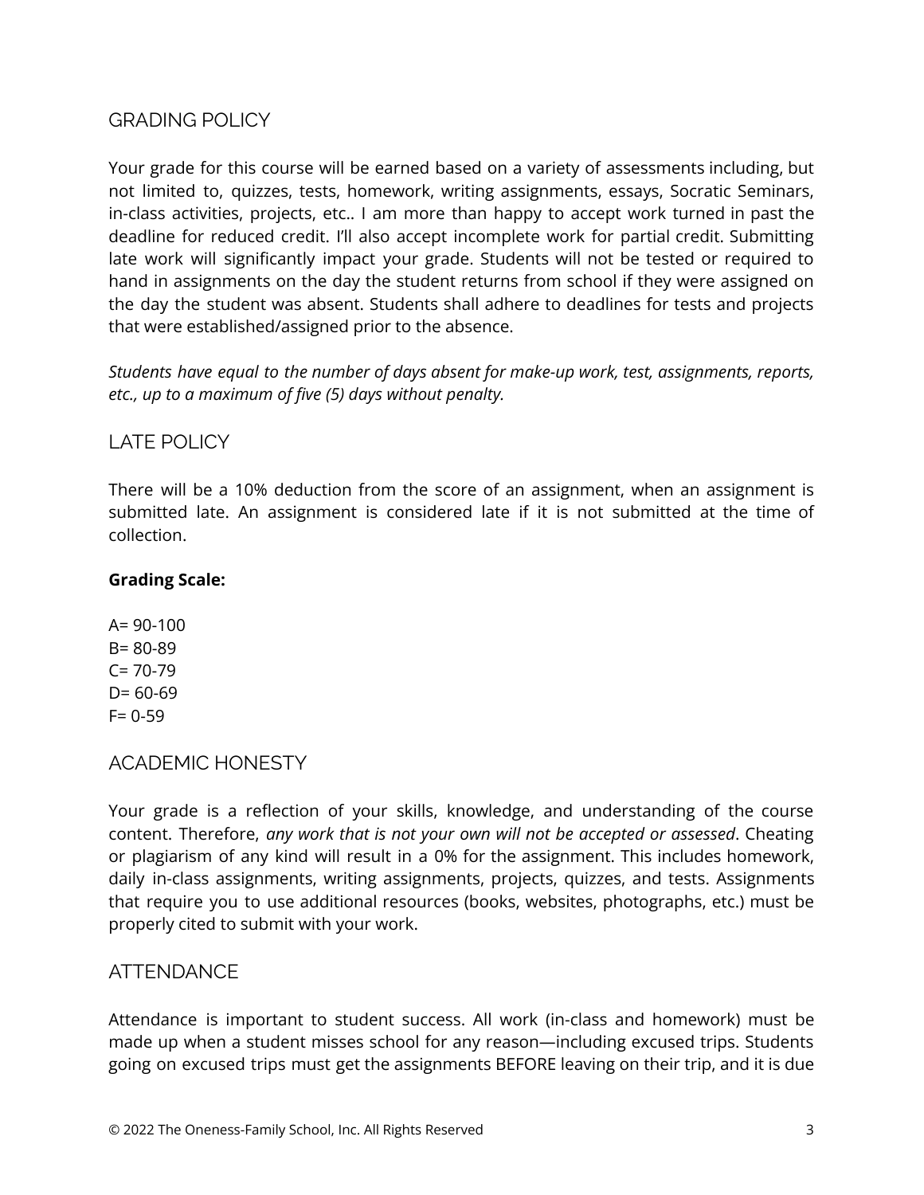## GRADING POLICY

Your grade for this course will be earned based on a variety of assessments including, but not limited to, quizzes, tests, homework, writing assignments, essays, Socratic Seminars, in-class activities, projects, etc.. I am more than happy to accept work turned in past the deadline for reduced credit. I'll also accept incomplete work for partial credit. Submitting late work will significantly impact your grade. Students will not be tested or required to hand in assignments on the day the student returns from school if they were assigned on the day the student was absent. Students shall adhere to deadlines for tests and projects that were established/assigned prior to the absence.

*Students have equal to the number of days absent for make-up work, test, assignments, reports, etc., up to a maximum of five (5) days without penalty.*

## LATE POLICY

There will be a 10% deduction from the score of an assignment, when an assignment is submitted late. An assignment is considered late if it is not submitted at the time of collection.

**Grading Scale:**

A= 90-100
B= 80-89
C= 70-79
D= 60-69
F= 0-59

## ACADEMIC HONESTY

Your grade is a reflection of your skills, knowledge, and understanding of the course content. Therefore, *any work that is not your own will not be accepted or assessed*. Cheating or plagiarism of any kind will result in a 0% for the assignment. This includes homework, daily in-class assignments, writing assignments, projects, quizzes, and tests. Assignments that require you to use additional resources (books, websites, photographs, etc.) must be properly cited to submit with your work.

## ATTENDANCE

Attendance is important to student success. All work (in-class and homework) must be made up when a student misses school for any reason—including excused trips. Students going on excused trips must get the assignments BEFORE leaving on their trip, and it is due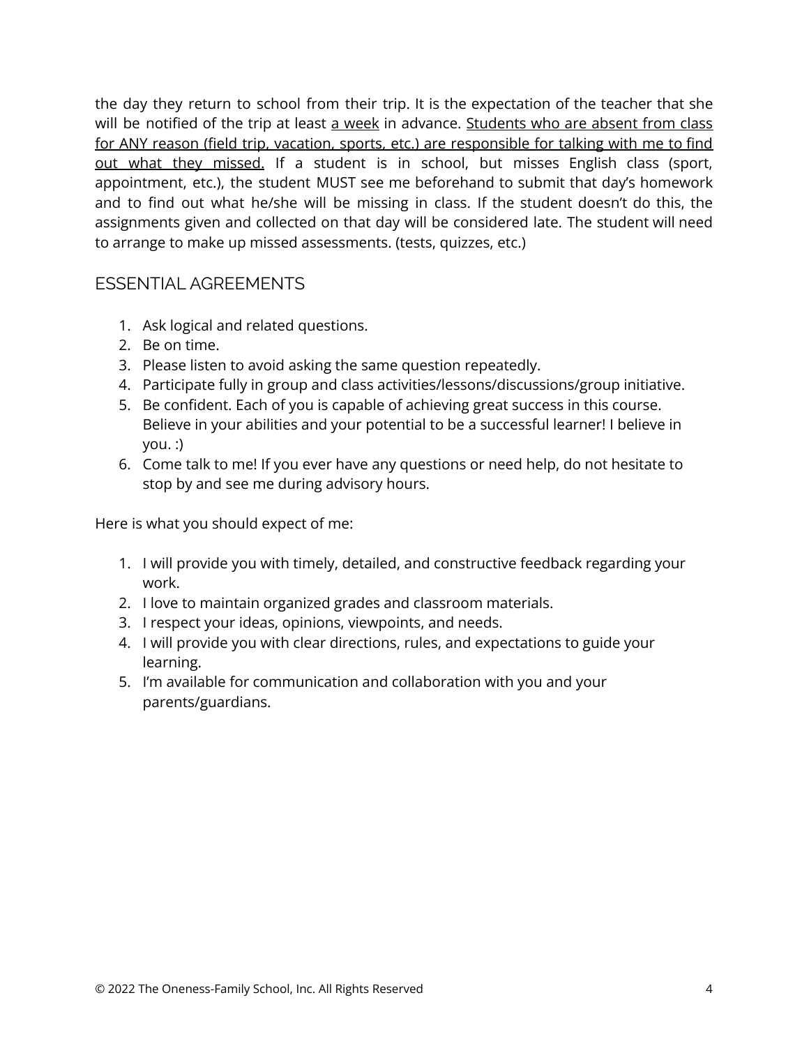the day they return to school from their trip. It is the expectation of the teacher that she will be notified of the trip at least <u>a week</u> in advance. <u>Students who are absent from class for ANY reason (field trip, vacation, sports, etc.) are responsible for talking with me to find out what they missed.</u> If a student is in school, but misses English class (sport, appointment, etc.), the student MUST see me beforehand to submit that day's homework and to find out what he/she will be missing in class. If the student doesn't do this, the assignments given and collected on that day will be considered late. The student will need to arrange to make up missed assessments. (tests, quizzes, etc.)

## ESSENTIAL AGREEMENTS

1. Ask logical and related questions.
2. Be on time.
3. Please listen to avoid asking the same question repeatedly.
4. Participate fully in group and class activities/lessons/discussions/group initiative.
5. Be confident. Each of you is capable of achieving great success in this course. Believe in your abilities and your potential to be a successful learner! I believe in you. :)
6. Come talk to me! If you ever have any questions or need help, do not hesitate to stop by and see me during advisory hours.

Here is what you should expect of me:

1. I will provide you with timely, detailed, and constructive feedback regarding your work.
2. I love to maintain organized grades and classroom materials.
3. I respect your ideas, opinions, viewpoints, and needs.
4. I will provide you with clear directions, rules, and expectations to guide your learning.
5. I'm available for communication and collaboration with you and your parents/guardians.

© 2022 The Oneness-Family School, Inc. All Rights Reserved